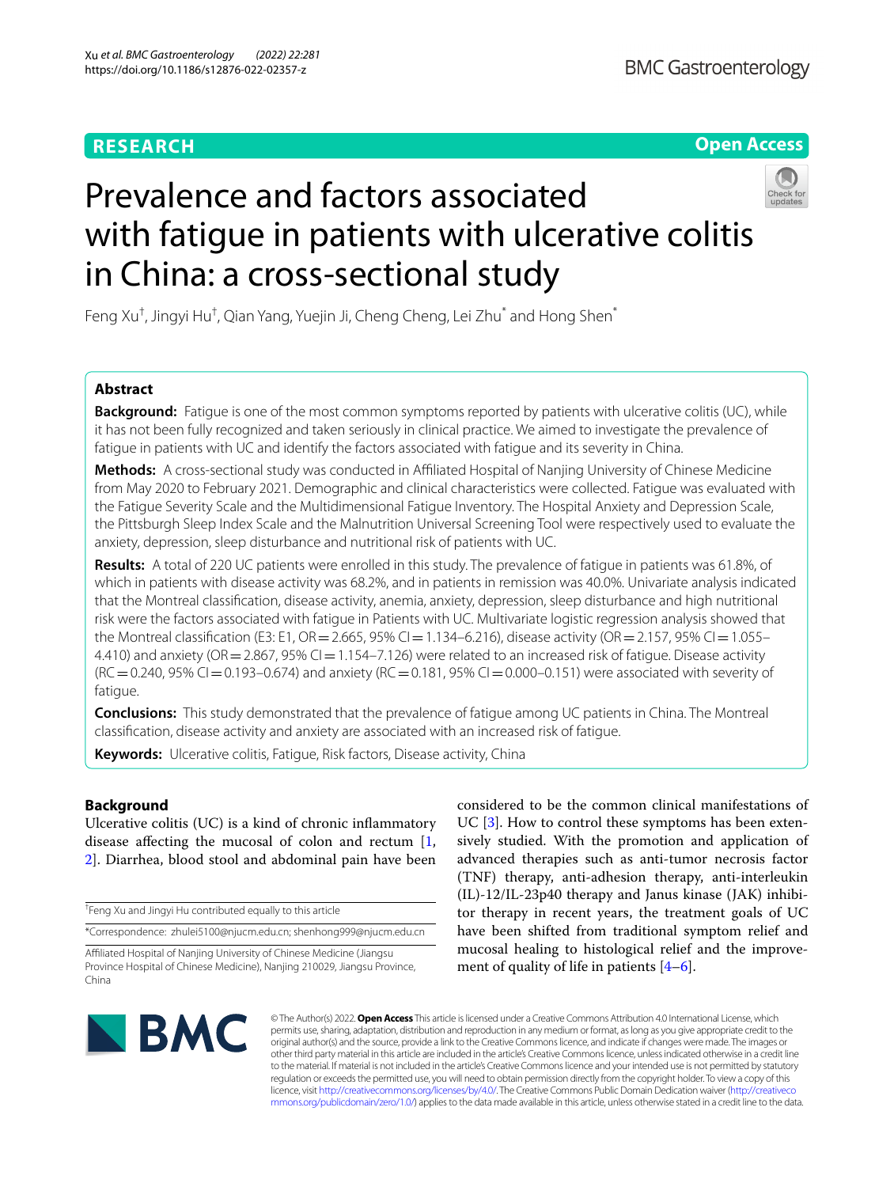# Prevalence and factors associated with fatigue in patients with ulcerative colitis in China: a cross-sectional study

Feng Xu[†], Jingyi Hu[†], Qian Yang, Yuejin Ji, Cheng Cheng, Lei Zhu[*] and Hong Shen[*]

## Abstract

**Background:** Fatigue is one of the most common symptoms reported by patients with ulcerative colitis (UC), while it has not been fully recognized and taken seriously in clinical practice. We aimed to investigate the prevalence of fatigue in patients with UC and identify the factors associated with fatigue and its severity in China.

**Methods:** A cross-sectional study was conducted in Affiliated Hospital of Nanjing University of Chinese Medicine from May 2020 to February 2021. Demographic and clinical characteristics were collected. Fatigue was evaluated with the Fatigue Severity Scale and the Multidimensional Fatigue Inventory. The Hospital Anxiety and Depression Scale, the Pittsburgh Sleep Index Scale and the Malnutrition Universal Screening Tool were respectively used to evaluate the anxiety, depression, sleep disturbance and nutritional risk of patients with UC.

**Results:** A total of 220 UC patients were enrolled in this study. The prevalence of fatigue in patients was 61.8%, of which in patients with disease activity was 68.2%, and in patients in remission was 40.0%. Univariate analysis indicated that the Montreal classification, disease activity, anemia, anxiety, depression, sleep disturbance and high nutritional risk were the factors associated with fatigue in Patients with UC. Multivariate logistic regression analysis showed that the Montreal classification (E3: E1, OR = 2.665, 95% CI = 1.134–6.216), disease activity (OR = 2.157, 95% CI = 1.055–4.410) and anxiety (OR = 2.867, 95% CI = 1.154–7.126) were related to an increased risk of fatigue. Disease activity (RC = 0.240, 95% CI = 0.193–0.674) and anxiety (RC = 0.181, 95% CI = 0.000–0.151) were associated with severity of fatigue.

**Conclusions:** This study demonstrated that the prevalence of fatigue among UC patients in China. The Montreal classification, disease activity and anxiety are associated with an increased risk of fatigue.

**Keywords:** Ulcerative colitis, Fatigue, Risk factors, Disease activity, China

## Background

Ulcerative colitis (UC) is a kind of chronic inflammatory disease affecting the mucosal of colon and rectum [1, 2]. Diarrhea, blood stool and abdominal pain have been considered to be the common clinical manifestations of UC [3]. How to control these symptoms has been extensively studied. With the promotion and application of advanced therapies such as anti-tumor necrosis factor (TNF) therapy, anti-adhesion therapy, anti-interleukin (IL)-12/IL-23p40 therapy and Janus kinase (JAK) inhibitor therapy in recent years, the treatment goals of UC have been shifted from traditional symptom relief and mucosal healing to histological relief and the improvement of quality of life in patients [4–6].

[†]Feng Xu and Jingyi Hu contributed equally to this article

*Correspondence: zhulei5100@njucm.edu.cn; shenhong999@njucm.edu.cn

Affiliated Hospital of Nanjing University of Chinese Medicine (Jiangsu Province Hospital of Chinese Medicine), Nanjing 210029, Jiangsu Province, China

© The Author(s) 2022. **Open Access** This article is licensed under a Creative Commons Attribution 4.0 International License, which permits use, sharing, adaptation, distribution and reproduction in any medium or format, as long as you give appropriate credit to the original author(s) and the source, provide a link to the Creative Commons licence, and indicate if changes were made. The images or other third party material in this article are included in the article's Creative Commons licence, unless indicated otherwise in a credit line to the material. If material is not included in the article's Creative Commons licence and your intended use is not permitted by statutory regulation or exceeds the permitted use, you will need to obtain permission directly from the copyright holder. To view a copy of this licence, visit http://creativecommons.org/licenses/by/4.0/. The Creative Commons Public Domain Dedication waiver (http://creativecommons.org/publicdomain/zero/1.0/) applies to the data made available in this article, unless otherwise stated in a credit line to the data.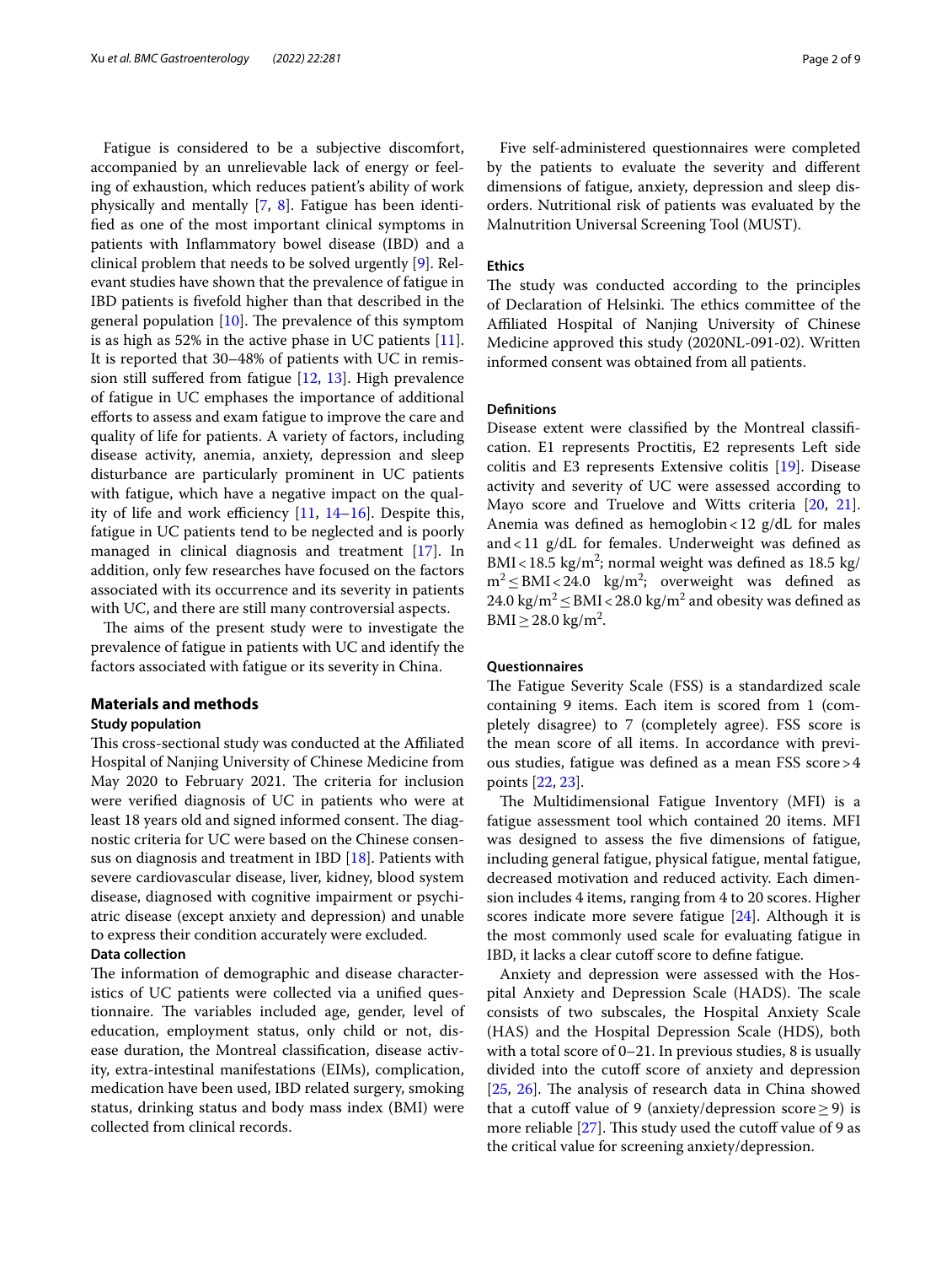Fatigue is considered to be a subjective discomfort, accompanied by an unrelievable lack of energy or feeling of exhaustion, which reduces patient's ability of work physically and mentally [7, 8]. Fatigue has been identified as one of the most important clinical symptoms in patients with Inflammatory bowel disease (IBD) and a clinical problem that needs to be solved urgently [9]. Relevant studies have shown that the prevalence of fatigue in IBD patients is fivefold higher than that described in the general population [10]. The prevalence of this symptom is as high as 52% in the active phase in UC patients [11]. It is reported that 30–48% of patients with UC in remission still suffered from fatigue [12, 13]. High prevalence of fatigue in UC emphases the importance of additional efforts to assess and exam fatigue to improve the care and quality of life for patients. A variety of factors, including disease activity, anemia, anxiety, depression and sleep disturbance are particularly prominent in UC patients with fatigue, which have a negative impact on the quality of life and work efficiency [11, 14–16]. Despite this, fatigue in UC patients tend to be neglected and is poorly managed in clinical diagnosis and treatment [17]. In addition, only few researches have focused on the factors associated with its occurrence and its severity in patients with UC, and there are still many controversial aspects.

The aims of the present study were to investigate the prevalence of fatigue in patients with UC and identify the factors associated with fatigue or its severity in China.

## Materials and methods

### Study population

This cross-sectional study was conducted at the Affiliated Hospital of Nanjing University of Chinese Medicine from May 2020 to February 2021. The criteria for inclusion were verified diagnosis of UC in patients who were at least 18 years old and signed informed consent. The diagnostic criteria for UC were based on the Chinese consensus on diagnosis and treatment in IBD [18]. Patients with severe cardiovascular disease, liver, kidney, blood system disease, diagnosed with cognitive impairment or psychiatric disease (except anxiety and depression) and unable to express their condition accurately were excluded.

### Data collection

The information of demographic and disease characteristics of UC patients were collected via a unified questionnaire. The variables included age, gender, level of education, employment status, only child or not, disease duration, the Montreal classification, disease activity, extra-intestinal manifestations (EIMs), complication, medication have been used, IBD related surgery, smoking status, drinking status and body mass index (BMI) were collected from clinical records.

Five self-administered questionnaires were completed by the patients to evaluate the severity and different dimensions of fatigue, anxiety, depression and sleep disorders. Nutritional risk of patients was evaluated by the Malnutrition Universal Screening Tool (MUST).

### Ethics

The study was conducted according to the principles of Declaration of Helsinki. The ethics committee of the Affiliated Hospital of Nanjing University of Chinese Medicine approved this study (2020NL-091-02). Written informed consent was obtained from all patients.

### Definitions

Disease extent were classified by the Montreal classification. E1 represents Proctitis, E2 represents Left side colitis and E3 represents Extensive colitis [19]. Disease activity and severity of UC were assessed according to Mayo score and Truelove and Witts criteria [20, 21]. Anemia was defined as hemoglobin < 12 g/dL for males and < 11 g/dL for females. Underweight was defined as BMI < 18.5 kg/m$^2$; normal weight was defined as 18.5 kg/m$^2$ ≤ BMI < 24.0 kg/m$^2$; overweight was defined as 24.0 kg/m$^2$ ≤ BMI < 28.0 kg/m$^2$ and obesity was defined as BMI ≥ 28.0 kg/m$^2$.

### Questionnaires

The Fatigue Severity Scale (FSS) is a standardized scale containing 9 items. Each item is scored from 1 (completely disagree) to 7 (completely agree). FSS score is the mean score of all items. In accordance with previous studies, fatigue was defined as a mean FSS score > 4 points [22, 23].

The Multidimensional Fatigue Inventory (MFI) is a fatigue assessment tool which contained 20 items. MFI was designed to assess the five dimensions of fatigue, including general fatigue, physical fatigue, mental fatigue, decreased motivation and reduced activity. Each dimension includes 4 items, ranging from 4 to 20 scores. Higher scores indicate more severe fatigue [24]. Although it is the most commonly used scale for evaluating fatigue in IBD, it lacks a clear cutoff score to define fatigue.

Anxiety and depression were assessed with the Hospital Anxiety and Depression Scale (HADS). The scale consists of two subscales, the Hospital Anxiety Scale (HAS) and the Hospital Depression Scale (HDS), both with a total score of 0–21. In previous studies, 8 is usually divided into the cutoff score of anxiety and depression [25, 26]. The analysis of research data in China showed that a cutoff value of 9 (anxiety/depression score ≥ 9) is more reliable [27]. This study used the cutoff value of 9 as the critical value for screening anxiety/depression.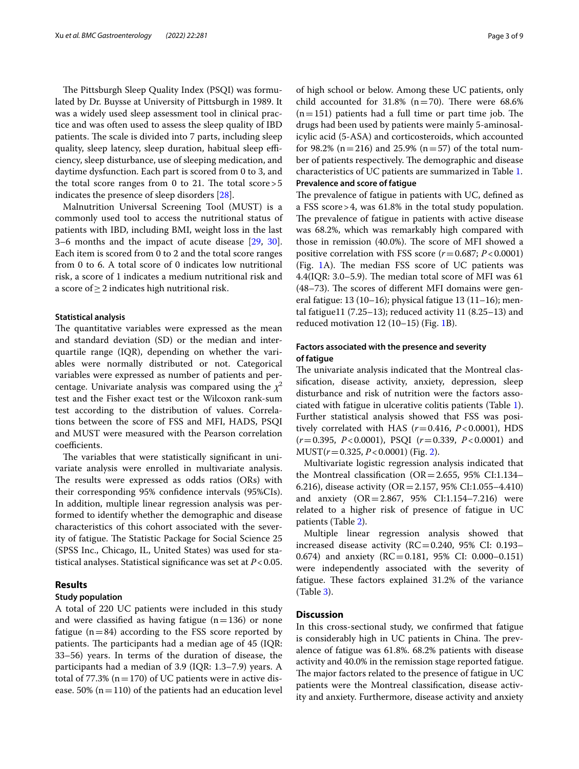The Pittsburgh Sleep Quality Index (PSQI) was formulated by Dr. Buysse at University of Pittsburgh in 1989. It was a widely used sleep assessment tool in clinical practice and was often used to assess the sleep quality of IBD patients. The scale is divided into 7 parts, including sleep quality, sleep latency, sleep duration, habitual sleep efficiency, sleep disturbance, use of sleeping medication, and daytime dysfunction. Each part is scored from 0 to 3, and the total score ranges from 0 to 21. The total score $>5$ indicates the presence of sleep disorders [28].

Malnutrition Universal Screening Tool (MUST) is a commonly used tool to access the nutritional status of patients with IBD, including BMI, weight loss in the last 3–6 months and the impact of acute disease [29, 30]. Each item is scored from 0 to 2 and the total score ranges from 0 to 6. A total score of 0 indicates low nutritional risk, a score of 1 indicates a medium nutritional risk and a score of $\geq 2$ indicates high nutritional risk.

### Statistical analysis

The quantitative variables were expressed as the mean and standard deviation (SD) or the median and interquartile range (IQR), depending on whether the variables were normally distributed or not. Categorical variables were expressed as number of patients and percentage. Univariate analysis was compared using the $\chi^2$ test and the Fisher exact test or the Wilcoxon rank-sum test according to the distribution of values. Correlations between the score of FSS and MFI, HADS, PSQI and MUST were measured with the Pearson correlation coefficients.

The variables that were statistically significant in univariate analysis were enrolled in multivariate analysis. The results were expressed as odds ratios (ORs) with their corresponding 95% confidence intervals (95%CIs). In addition, multiple linear regression analysis was performed to identify whether the demographic and disease characteristics of this cohort associated with the severity of fatigue. The Statistic Package for Social Science 25 (SPSS Inc., Chicago, IL, United States) was used for statistical analyses. Statistical significance was set at $P<0.05$.

## Results

### Study population

A total of 220 UC patients were included in this study and were classified as having fatigue ($n=136$) or none fatigue ($n=84$) according to the FSS score reported by patients. The participants had a median age of 45 (IQR: 33–56) years. In terms of the duration of disease, the participants had a median of 3.9 (IQR: 1.3–7.9) years. A total of 77.3% ($n=170$) of UC patients were in active disease. 50% ($n=110$) of the patients had an education level of high school or below. Among these UC patients, only child accounted for 31.8% ($n=70$). There were 68.6% ($n=151$) patients had a full time or part time job. The drugs had been used by patients were mainly 5-aminosalicylic acid (5-ASA) and corticosteroids, which accounted for 98.2% ($n=216$) and 25.9% ($n=57$) of the total number of patients respectively. The demographic and disease characteristics of UC patients are summarized in Table 1.

### Prevalence and score of fatigue

The prevalence of fatigue in patients with UC, defined as a FSS score $>4$, was 61.8% in the total study population. The prevalence of fatigue in patients with active disease was 68.2%, which was remarkably high compared with those in remission (40.0%). The score of MFI showed a positive correlation with FSS score ($r=0.687$; $P<0.0001$) (Fig. 1A). The median FSS score of UC patients was 4.4(IQR: 3.0–5.9). The median total score of MFI was 61 (48–73). The scores of different MFI domains were general fatigue: 13 (10–16); physical fatigue 13 (11–16); mental fatigue11 (7.25–13); reduced activity 11 (8.25–13) and reduced motivation 12 (10–15) (Fig. 1B).

### Factors associated with the presence and severity of fatigue

The univariate analysis indicated that the Montreal classification, disease activity, anxiety, depression, sleep disturbance and risk of nutrition were the factors associated with fatigue in ulcerative colitis patients (Table 1). Further statistical analysis showed that FSS was positively correlated with HAS ($r=0.416$, $P<0.0001$), HDS ($r=0.395$, $P<0.0001$), PSQI ($r=0.339$, $P<0.0001$) and MUST($r=0.325$, $P<0.0001$) (Fig. 2).

Multivariate logistic regression analysis indicated that the Montreal classification (OR = 2.655, 95% CI:1.134–6.216), disease activity (OR = 2.157, 95% CI:1.055–4.410) and anxiety (OR = 2.867, 95% CI:1.154–7.216) were related to a higher risk of presence of fatigue in UC patients (Table 2).

Multiple linear regression analysis showed that increased disease activity (RC = 0.240, 95% CI: 0.193–0.674) and anxiety (RC = 0.181, 95% CI: 0.000–0.151) were independently associated with the severity of fatigue. These factors explained 31.2% of the variance (Table 3).

## Discussion

In this cross-sectional study, we confirmed that fatigue is considerably high in UC patients in China. The prevalence of fatigue was 61.8%. 68.2% patients with disease activity and 40.0% in the remission stage reported fatigue. The major factors related to the presence of fatigue in UC patients were the Montreal classification, disease activity and anxiety. Furthermore, disease activity and anxiety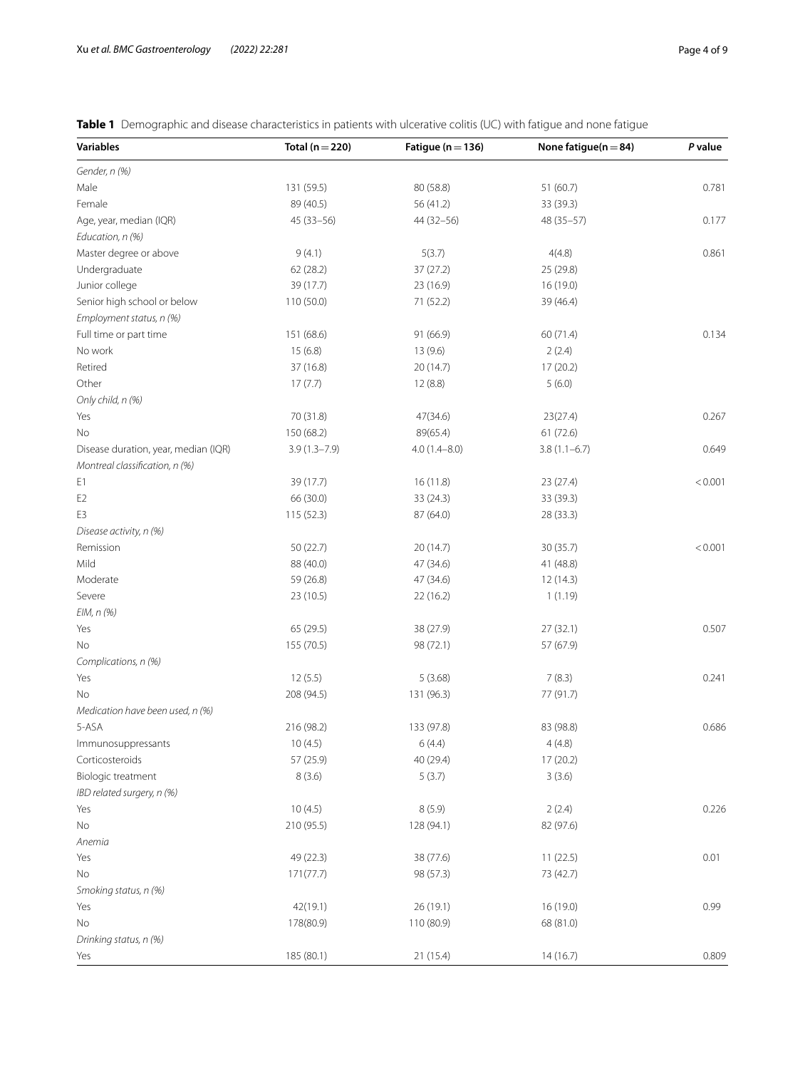**Table 1** Demographic and disease characteristics in patients with ulcerative colitis (UC) with fatigue and none fatigue

| Variables | Total (n = 220) | Fatigue (n = 136) | None fatigue(n = 84) | P value |
|---|---|---|---|---|
| *Gender, n (%)* | | | | |
| Male | 131 (59.5) | 80 (58.8) | 51 (60.7) | 0.781 |
| Female | 89 (40.5) | 56 (41.2) | 33 (39.3) | |
| Age, year, median (IQR) | 45 (33–56) | 44 (32–56) | 48 (35–57) | 0.177 |
| *Education, n (%)* | | | | |
| Master degree or above | 9 (4.1) | 5(3.7) | 4(4.8) | 0.861 |
| Undergraduate | 62 (28.2) | 37 (27.2) | 25 (29.8) | |
| Junior college | 39 (17.7) | 23 (16.9) | 16 (19.0) | |
| Senior high school or below | 110 (50.0) | 71 (52.2) | 39 (46.4) | |
| *Employment status, n (%)* | | | | |
| Full time or part time | 151 (68.6) | 91 (66.9) | 60 (71.4) | 0.134 |
| No work | 15 (6.8) | 13 (9.6) | 2 (2.4) | |
| Retired | 37 (16.8) | 20 (14.7) | 17 (20.2) | |
| Other | 17 (7.7) | 12 (8.8) | 5 (6.0) | |
| *Only child, n (%)* | | | | |
| Yes | 70 (31.8) | 47(34.6) | 23(27.4) | 0.267 |
| No | 150 (68.2) | 89(65.4) | 61 (72.6) | |
| Disease duration, year, median (IQR) | 3.9 (1.3–7.9) | 4.0 (1.4–8.0) | 3.8 (1.1–6.7) | 0.649 |
| *Montreal classification, n (%)* | | | | |
| E1 | 39 (17.7) | 16 (11.8) | 23 (27.4) | < 0.001 |
| E2 | 66 (30.0) | 33 (24.3) | 33 (39.3) | |
| E3 | 115 (52.3) | 87 (64.0) | 28 (33.3) | |
| *Disease activity, n (%)* | | | | |
| Remission | 50 (22.7) | 20 (14.7) | 30 (35.7) | < 0.001 |
| Mild | 88 (40.0) | 47 (34.6) | 41 (48.8) | |
| Moderate | 59 (26.8) | 47 (34.6) | 12 (14.3) | |
| Severe | 23 (10.5) | 22 (16.2) | 1 (1.19) | |
| *EIM, n (%)* | | | | |
| Yes | 65 (29.5) | 38 (27.9) | 27 (32.1) | 0.507 |
| No | 155 (70.5) | 98 (72.1) | 57 (67.9) | |
| *Complications, n (%)* | | | | |
| Yes | 12 (5.5) | 5 (3.68) | 7 (8.3) | 0.241 |
| No | 208 (94.5) | 131 (96.3) | 77 (91.7) | |
| *Medication have been used, n (%)* | | | | |
| 5-ASA | 216 (98.2) | 133 (97.8) | 83 (98.8) | 0.686 |
| Immunosuppressants | 10 (4.5) | 6 (4.4) | 4 (4.8) | |
| Corticosteroids | 57 (25.9) | 40 (29.4) | 17 (20.2) | |
| Biologic treatment | 8 (3.6) | 5 (3.7) | 3 (3.6) | |
| *IBD related surgery, n (%)* | | | | |
| Yes | 10 (4.5) | 8 (5.9) | 2 (2.4) | 0.226 |
| No | 210 (95.5) | 128 (94.1) | 82 (97.6) | |
| *Anemia* | | | | |
| Yes | 49 (22.3) | 38 (77.6) | 11 (22.5) | 0.01 |
| No | 171(77.7) | 98 (57.3) | 73 (42.7) | |
| *Smoking status, n (%)* | | | | |
| Yes | 42(19.1) | 26 (19.1) | 16 (19.0) | 0.99 |
| No | 178(80.9) | 110 (80.9) | 68 (81.0) | |
| *Drinking status, n (%)* | | | | |
| Yes | 185 (80.1) | 21 (15.4) | 14 (16.7) | 0.809 |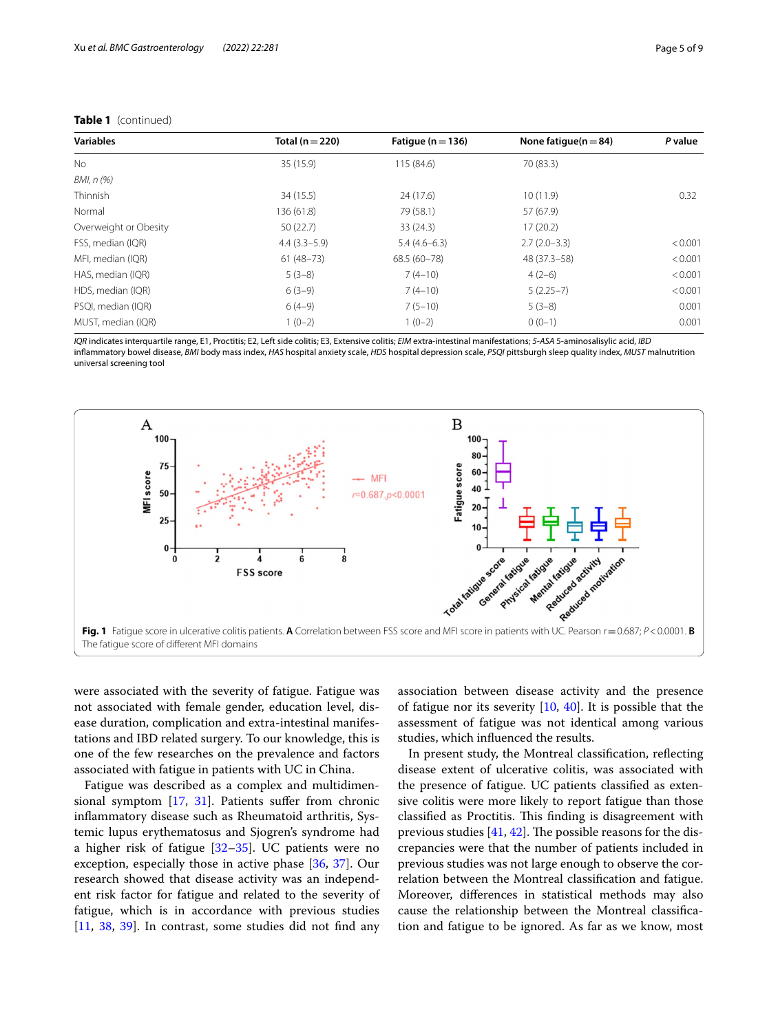**Table 1** (continued)

| Variables | Total (n = 220) | Fatigue (n = 136) | None fatigue(n = 84) | *P* value |
|---|---|---|---|---|
| No | 35 (15.9) | 115 (84.6) | 70 (83.3) | |
| *BMI, n (%)* | | | | |
| Thinnish | 34 (15.5) | 24 (17.6) | 10 (11.9) | 0.32 |
| Normal | 136 (61.8) | 79 (58.1) | 57 (67.9) | |
| Overweight or Obesity | 50 (22.7) | 33 (24.3) | 17 (20.2) | |
| FSS, median (IQR) | 4.4 (3.3–5.9) | 5.4 (4.6–6.3) | 2.7 (2.0–3.3) | < 0.001 |
| MFI, median (IQR) | 61 (48–73) | 68.5 (60–78) | 48 (37.3–58) | < 0.001 |
| HAS, median (IQR) | 5 (3–8) | 7 (4–10) | 4 (2–6) | < 0.001 |
| HDS, median (IQR) | 6 (3–9) | 7 (4–10) | 5 (2.25–7) | < 0.001 |
| PSQI, median (IQR) | 6 (4–9) | 7 (5–10) | 5 (3–8) | 0.001 |
| MUST, median (IQR) | 1 (0–2) | 1 (0–2) | 0 (0–1) | 0.001 |

*IQR* indicates interquartile range, E1, Proctitis; E2, Left side colitis; E3, Extensive colitis; *EIM* extra-intestinal manifestations; *5-ASA* 5-aminosalisylic acid, *IBD* inflammatory bowel disease, *BMI* body mass index, *HAS* hospital anxiety scale, *HDS* hospital depression scale, *PSQI* pittsburgh sleep quality index, *MUST* malnutrition universal screening tool

**Fig. 1** Fatigue score in ulcerative colitis patients. **A** Correlation between FSS score and MFI score in patients with UC. Pearson *r* = 0.687; *P* < 0.0001. **B** The fatigue score of different MFI domains

were associated with the severity of fatigue. Fatigue was not associated with female gender, education level, disease duration, complication and extra-intestinal manifestations and IBD related surgery. To our knowledge, this is one of the few researches on the prevalence and factors associated with fatigue in patients with UC in China.

Fatigue was described as a complex and multidimensional symptom [17, 31]. Patients suffer from chronic inflammatory disease such as Rheumatoid arthritis, Systemic lupus erythematosus and Sjogren's syndrome had a higher risk of fatigue [32–35]. UC patients were no exception, especially those in active phase [36, 37]. Our research showed that disease activity was an independent risk factor for fatigue and related to the severity of fatigue, which is in accordance with previous studies [11, 38, 39]. In contrast, some studies did not find any association between disease activity and the presence of fatigue nor its severity [10, 40]. It is possible that the assessment of fatigue was not identical among various studies, which influenced the results.

In present study, the Montreal classification, reflecting disease extent of ulcerative colitis, was associated with the presence of fatigue. UC patients classified as extensive colitis were more likely to report fatigue than those classified as Proctitis. This finding is disagreement with previous studies [41, 42]. The possible reasons for the discrepancies were that the number of patients included in previous studies was not large enough to observe the correlation between the Montreal classification and fatigue. Moreover, differences in statistical methods may also cause the relationship between the Montreal classification and fatigue to be ignored. As far as we know, most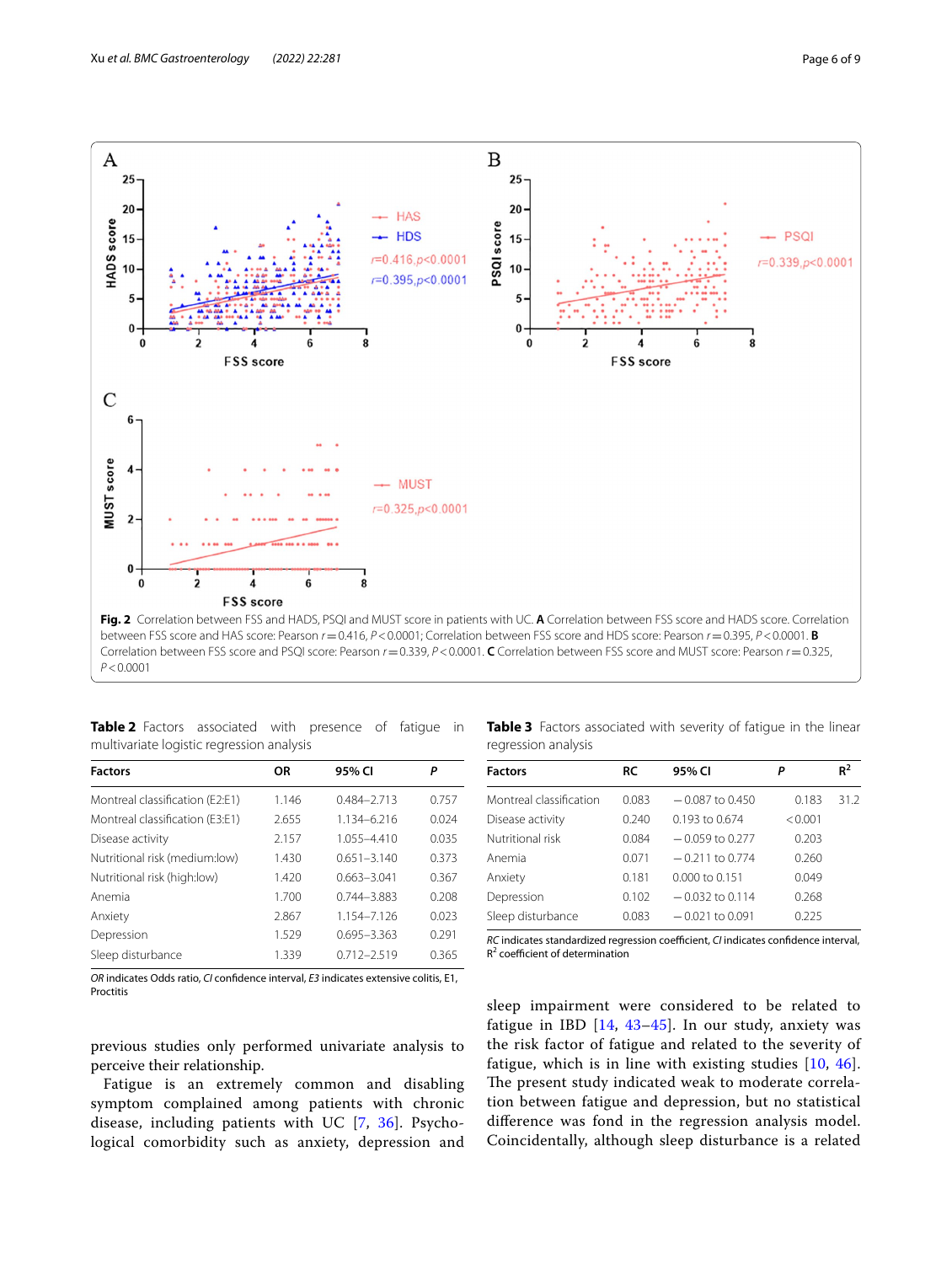**Fig. 2** Correlation between FSS and HADS, PSQI and MUST score in patients with UC. **A** Correlation between FSS score and HADS score. Correlation between FSS score and HAS score: Pearson $r = 0.416$, $P < 0.0001$; Correlation between FSS score and HDS score: Pearson $r = 0.395$, $P < 0.0001$. **B** Correlation between FSS score and PSQI score: Pearson $r = 0.339$, $P < 0.0001$. **C** Correlation between FSS score and MUST score: Pearson $r = 0.325$, $P < 0.0001$

**Table 2** Factors associated with presence of fatigue in multivariate logistic regression analysis

| Factors | OR | 95% CI | *P* |
|---|---|---|---|
| Montreal classification (E2:E1) | 1.146 | 0.484–2.713 | 0.757 |
| Montreal classification (E3:E1) | 2.655 | 1.134–6.216 | 0.024 |
| Disease activity | 2.157 | 1.055–4.410 | 0.035 |
| Nutritional risk (medium:low) | 1.430 | 0.651–3.140 | 0.373 |
| Nutritional risk (high:low) | 1.420 | 0.663–3.041 | 0.367 |
| Anemia | 1.700 | 0.744–3.883 | 0.208 |
| Anxiety | 2.867 | 1.154–7.126 | 0.023 |
| Depression | 1.529 | 0.695–3.363 | 0.291 |
| Sleep disturbance | 1.339 | 0.712–2.519 | 0.365 |

*OR* indicates Odds ratio, *CI* confidence interval, *E3* indicates extensive colitis, E1, Proctitis

**Table 3** Factors associated with severity of fatigue in the linear regression analysis

| Factors | RC | 95% CI | *P* | $R^2$ |
|---|---|---|---|---|
| Montreal classification | 0.083 | −0.087 to 0.450 | 0.183 | 31.2 |
| Disease activity | 0.240 | 0.193 to 0.674 | <0.001 | |
| Nutritional risk | 0.084 | −0.059 to 0.277 | 0.203 | |
| Anemia | 0.071 | −0.211 to 0.774 | 0.260 | |
| Anxiety | 0.181 | 0.000 to 0.151 | 0.049 | |
| Depression | 0.102 | −0.032 to 0.114 | 0.268 | |
| Sleep disturbance | 0.083 | −0.021 to 0.091 | 0.225 | |

*RC* indicates standardized regression coefficient, *CI* indicates confidence interval, $R^2$ coefficient of determination

previous studies only performed univariate analysis to perceive their relationship.

Fatigue is an extremely common and disabling symptom complained among patients with chronic disease, including patients with UC [7, 36]. Psychological comorbidity such as anxiety, depression and sleep impairment were considered to be related to fatigue in IBD [14, 43–45]. In our study, anxiety was the risk factor of fatigue and related to the severity of fatigue, which is in line with existing studies [10, 46]. The present study indicated weak to moderate correlation between fatigue and depression, but no statistical difference was fond in the regression analysis model. Coincidentally, although sleep disturbance is a related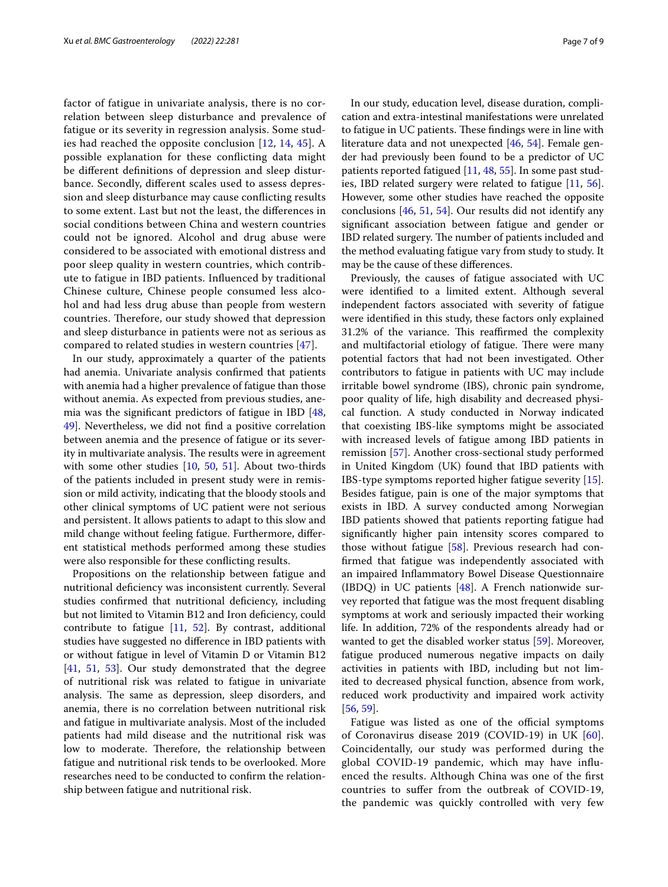factor of fatigue in univariate analysis, there is no correlation between sleep disturbance and prevalence of fatigue or its severity in regression analysis. Some studies had reached the opposite conclusion [12, 14, 45]. A possible explanation for these conflicting data might be different definitions of depression and sleep disturbance. Secondly, different scales used to assess depression and sleep disturbance may cause conflicting results to some extent. Last but not the least, the differences in social conditions between China and western countries could not be ignored. Alcohol and drug abuse were considered to be associated with emotional distress and poor sleep quality in western countries, which contribute to fatigue in IBD patients. Influenced by traditional Chinese culture, Chinese people consumed less alcohol and had less drug abuse than people from western countries. Therefore, our study showed that depression and sleep disturbance in patients were not as serious as compared to related studies in western countries [47].

In our study, approximately a quarter of the patients had anemia. Univariate analysis confirmed that patients with anemia had a higher prevalence of fatigue than those without anemia. As expected from previous studies, anemia was the significant predictors of fatigue in IBD [48, 49]. Nevertheless, we did not find a positive correlation between anemia and the presence of fatigue or its severity in multivariate analysis. The results were in agreement with some other studies [10, 50, 51]. About two-thirds of the patients included in present study were in remission or mild activity, indicating that the bloody stools and other clinical symptoms of UC patient were not serious and persistent. It allows patients to adapt to this slow and mild change without feeling fatigue. Furthermore, different statistical methods performed among these studies were also responsible for these conflicting results.

Propositions on the relationship between fatigue and nutritional deficiency was inconsistent currently. Several studies confirmed that nutritional deficiency, including but not limited to Vitamin B12 and Iron deficiency, could contribute to fatigue [11, 52]. By contrast, additional studies have suggested no difference in IBD patients with or without fatigue in level of Vitamin D or Vitamin B12 [41, 51, 53]. Our study demonstrated that the degree of nutritional risk was related to fatigue in univariate analysis. The same as depression, sleep disorders, and anemia, there is no correlation between nutritional risk and fatigue in multivariate analysis. Most of the included patients had mild disease and the nutritional risk was low to moderate. Therefore, the relationship between fatigue and nutritional risk tends to be overlooked. More researches need to be conducted to confirm the relationship between fatigue and nutritional risk.

In our study, education level, disease duration, complication and extra-intestinal manifestations were unrelated to fatigue in UC patients. These findings were in line with literature data and not unexpected [46, 54]. Female gender had previously been found to be a predictor of UC patients reported fatigued [11, 48, 55]. In some past studies, IBD related surgery were related to fatigue [11, 56]. However, some other studies have reached the opposite conclusions [46, 51, 54]. Our results did not identify any significant association between fatigue and gender or IBD related surgery. The number of patients included and the method evaluating fatigue vary from study to study. It may be the cause of these differences.

Previously, the causes of fatigue associated with UC were identified to a limited extent. Although several independent factors associated with severity of fatigue were identified in this study, these factors only explained 31.2% of the variance. This reaffirmed the complexity and multifactorial etiology of fatigue. There were many potential factors that had not been investigated. Other contributors to fatigue in patients with UC may include irritable bowel syndrome (IBS), chronic pain syndrome, poor quality of life, high disability and decreased physical function. A study conducted in Norway indicated that coexisting IBS-like symptoms might be associated with increased levels of fatigue among IBD patients in remission [57]. Another cross-sectional study performed in United Kingdom (UK) found that IBD patients with IBS-type symptoms reported higher fatigue severity [15]. Besides fatigue, pain is one of the major symptoms that exists in IBD. A survey conducted among Norwegian IBD patients showed that patients reporting fatigue had significantly higher pain intensity scores compared to those without fatigue [58]. Previous research had confirmed that fatigue was independently associated with an impaired Inflammatory Bowel Disease Questionnaire (IBDQ) in UC patients [48]. A French nationwide survey reported that fatigue was the most frequent disabling symptoms at work and seriously impacted their working life. In addition, 72% of the respondents already had or wanted to get the disabled worker status [59]. Moreover, fatigue produced numerous negative impacts on daily activities in patients with IBD, including but not limited to decreased physical function, absence from work, reduced work productivity and impaired work activity [56, 59].

Fatigue was listed as one of the official symptoms of Coronavirus disease 2019 (COVID-19) in UK [60]. Coincidentally, our study was performed during the global COVID-19 pandemic, which may have influenced the results. Although China was one of the first countries to suffer from the outbreak of COVID-19, the pandemic was quickly controlled with very few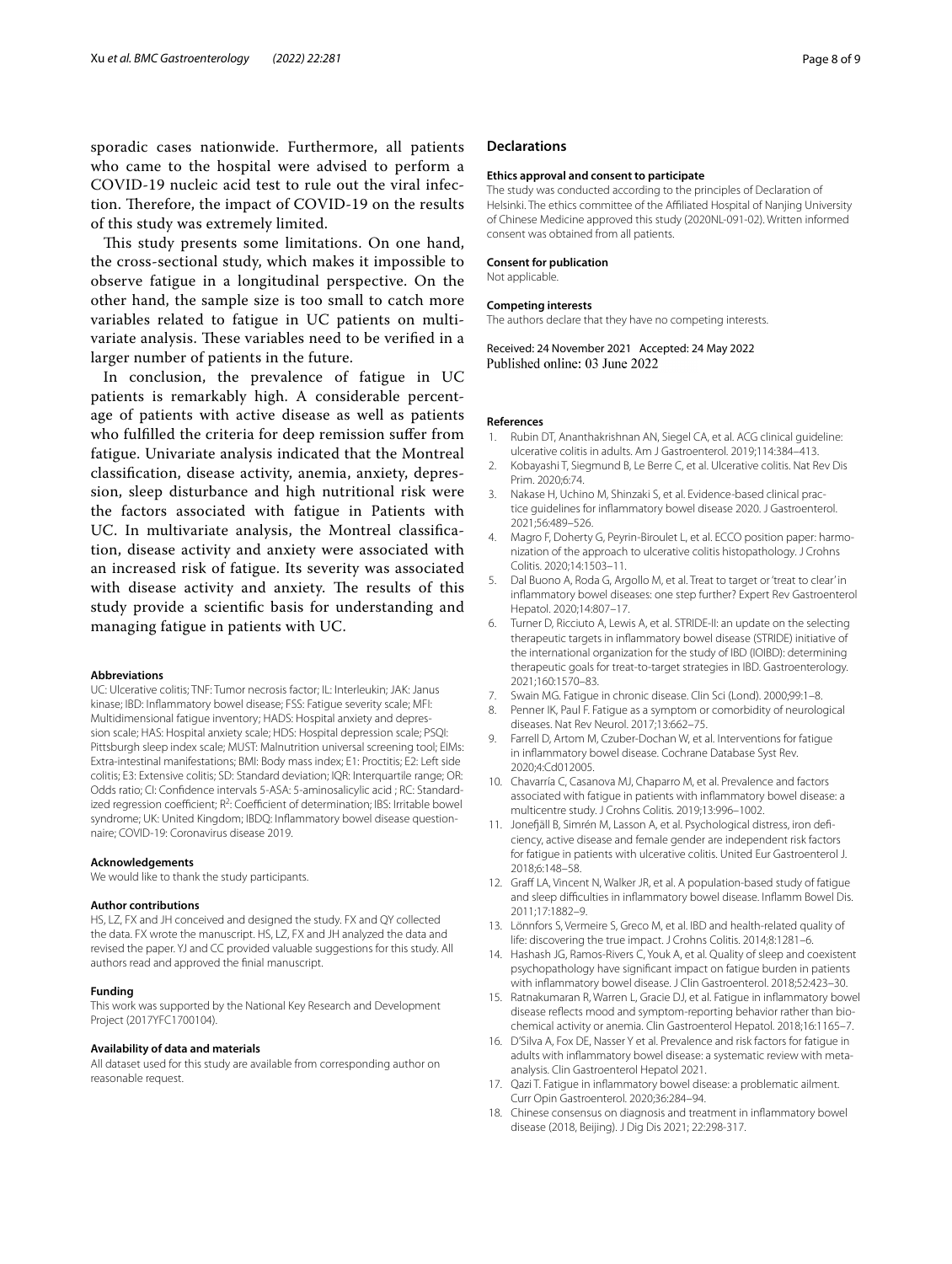sporadic cases nationwide. Furthermore, all patients who came to the hospital were advised to perform a COVID-19 nucleic acid test to rule out the viral infection. Therefore, the impact of COVID-19 on the results of this study was extremely limited.

This study presents some limitations. On one hand, the cross-sectional study, which makes it impossible to observe fatigue in a longitudinal perspective. On the other hand, the sample size is too small to catch more variables related to fatigue in UC patients on multivariate analysis. These variables need to be verified in a larger number of patients in the future.

In conclusion, the prevalence of fatigue in UC patients is remarkably high. A considerable percentage of patients with active disease as well as patients who fulfilled the criteria for deep remission suffer from fatigue. Univariate analysis indicated that the Montreal classification, disease activity, anemia, anxiety, depression, sleep disturbance and high nutritional risk were the factors associated with fatigue in Patients with UC. In multivariate analysis, the Montreal classification, disease activity and anxiety were associated with an increased risk of fatigue. Its severity was associated with disease activity and anxiety. The results of this study provide a scientific basis for understanding and managing fatigue in patients with UC.

#### Abbreviations

UC: Ulcerative colitis; TNF: Tumor necrosis factor; IL: Interleukin; JAK: Janus kinase; IBD: Inflammatory bowel disease; FSS: Fatigue severity scale; MFI: Multidimensional fatigue inventory; HADS: Hospital anxiety and depression scale; HAS: Hospital anxiety scale; HDS: Hospital depression scale; PSQI: Pittsburgh sleep index scale; MUST: Malnutrition universal screening tool; EIMs: Extra-intestinal manifestations; BMI: Body mass index; E1: Proctitis; E2: Left side colitis; E3: Extensive colitis; SD: Standard deviation; IQR: Interquartile range; OR: Odds ratio; CI: Confidence intervals 5-ASA: 5-aminosalicylic acid ; RC: Standardized regression coefficient; $R^2$: Coefficient of determination; IBS: Irritable bowel syndrome; UK: United Kingdom; IBDQ: Inflammatory bowel disease questionnaire; COVID-19: Coronavirus disease 2019.

#### Acknowledgements

We would like to thank the study participants.

#### Author contributions

HS, LZ, FX and JH conceived and designed the study. FX and QY collected the data. FX wrote the manuscript. HS, LZ, FX and JH analyzed the data and revised the paper. YJ and CC provided valuable suggestions for this study. All authors read and approved the final manuscript.

#### Funding

This work was supported by the National Key Research and Development Project (2017YFC1700104).

#### Availability of data and materials

All dataset used for this study are available from corresponding author on reasonable request.

## Declarations

#### Ethics approval and consent to participate

The study was conducted according to the principles of Declaration of Helsinki. The ethics committee of the Affiliated Hospital of Nanjing University of Chinese Medicine approved this study (2020NL-091-02). Written informed consent was obtained from all patients.

#### Consent for publication

Not applicable.

#### Competing interests

The authors declare that they have no competing interests.

Received: 24 November 2021 Accepted: 24 May 2022
Published online: 03 June 2022

#### References

1. Rubin DT, Ananthakrishnan AN, Siegel CA, et al. ACG clinical guideline: ulcerative colitis in adults. Am J Gastroenterol. 2019;114:384–413.
2. Kobayashi T, Siegmund B, Le Berre C, et al. Ulcerative colitis. Nat Rev Dis Prim. 2020;6:74.
3. Nakase H, Uchino M, Shinzaki S, et al. Evidence-based clinical practice guidelines for inflammatory bowel disease 2020. J Gastroenterol. 2021;56:489–526.
4. Magro F, Doherty G, Peyrin-Biroulet L, et al. ECCO position paper: harmonization of the approach to ulcerative colitis histopathology. J Crohns Colitis. 2020;14:1503–11.
5. Dal Buono A, Roda G, Argollo M, et al. Treat to target or 'treat to clear' in inflammatory bowel diseases: one step further? Expert Rev Gastroenterol Hepatol. 2020;14:807–17.
6. Turner D, Ricciuto A, Lewis A, et al. STRIDE-II: an update on the selecting therapeutic targets in inflammatory bowel disease (STRIDE) initiative of the international organization for the study of IBD (IOIBD): determining therapeutic goals for treat-to-target strategies in IBD. Gastroenterology. 2021;160:1570–83.
7. Swain MG. Fatigue in chronic disease. Clin Sci (Lond). 2000;99:1–8.
8. Penner IK, Paul F. Fatigue as a symptom or comorbidity of neurological diseases. Nat Rev Neurol. 2017;13:662–75.
9. Farrell D, Artom M, Czuber-Dochan W, et al. Interventions for fatigue in inflammatory bowel disease. Cochrane Database Syst Rev. 2020;4:Cd012005.
10. Chavarría C, Casanova MJ, Chaparro M, et al. Prevalence and factors associated with fatigue in patients with inflammatory bowel disease: a multicentre study. J Crohns Colitis. 2019;13:996–1002.
11. Jonefjäll B, Simrén M, Lasson A, et al. Psychological distress, iron deficiency, active disease and female gender are independent risk factors for fatigue in patients with ulcerative colitis. United Eur Gastroenterol J. 2018;6:148–58.
12. Graff LA, Vincent N, Walker JR, et al. A population-based study of fatigue and sleep difficulties in inflammatory bowel disease. Inflamm Bowel Dis. 2011;17:1882–9.
13. Lönnfors S, Vermeire S, Greco M, et al. IBD and health-related quality of life: discovering the true impact. J Crohns Colitis. 2014;8:1281–6.
14. Hashash JG, Ramos-Rivers C, Youk A, et al. Quality of sleep and coexistent psychopathology have significant impact on fatigue burden in patients with inflammatory bowel disease. J Clin Gastroenterol. 2018;52:423–30.
15. Ratnakumaran R, Warren L, Gracie DJ, et al. Fatigue in inflammatory bowel disease reflects mood and symptom-reporting behavior rather than biochemical activity or anemia. Clin Gastroenterol Hepatol. 2018;16:1165–7.
16. D'Silva A, Fox DE, Nasser Y et al. Prevalence and risk factors for fatigue in adults with inflammatory bowel disease: a systematic review with meta-analysis. Clin Gastroenterol Hepatol 2021.
17. Qazi T. Fatigue in inflammatory bowel disease: a problematic ailment. Curr Opin Gastroenterol. 2020;36:284–94.
18. Chinese consensus on diagnosis and treatment in inflammatory bowel disease (2018, Beijing). J Dig Dis 2021; 22:298-317.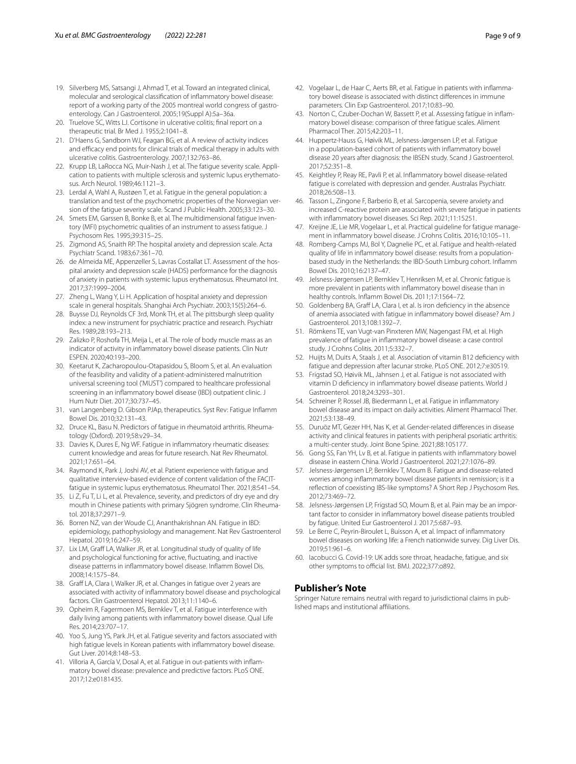19. Silverberg MS, Satsangi J, Ahmad T, et al. Toward an integrated clinical, molecular and serological classification of inflammatory bowel disease: report of a working party of the 2005 montreal world congress of gastroenterology. Can J Gastroenterol. 2005;19(Suppl A):5a–36a.
20. Truelove SC, Witts LJ. Cortisone in ulcerative colitis; final report on a therapeutic trial. Br Med J. 1955;2:1041–8.
21. D'Haens G, Sandborn WJ, Feagan BG, et al. A review of activity indices and efficacy end points for clinical trials of medical therapy in adults with ulcerative colitis. Gastroenterology. 2007;132:763–86.
22. Krupp LB, LaRocca NG, Muir-Nash J, et al. The fatigue severity scale. Application to patients with multiple sclerosis and systemic lupus erythematosus. Arch Neurol. 1989;46:1121–3.
23. Lerdal A, Wahl A, Rustøen T, et al. Fatigue in the general population: a translation and test of the psychometric properties of the Norwegian version of the fatigue severity scale. Scand J Public Health. 2005;33:123–30.
24. Smets EM, Garssen B, Bonke B, et al. The multidimensional fatigue inventory (MFI) psychometric qualities of an instrument to assess fatigue. J Psychosom Res. 1995;39:315–25.
25. Zigmond AS, Snaith RP. The hospital anxiety and depression scale. Acta Psychiatr Scand. 1983;67:361–70.
26. de Almeida ME, Appenzeller S, Lavras Costallat LT. Assessment of the hospital anxiety and depression scale (HADS) performance for the diagnosis of anxiety in patients with systemic lupus erythematosus. Rheumatol Int. 2017;37:1999–2004.
27. Zheng L, Wang Y, Li H. Application of hospital anxiety and depression scale in general hospitals. Shanghai Arch Psychiatr. 2003;15(5):264–6.
28. Buysse DJ, Reynolds CF 3rd, Monk TH, et al. The pittsburgh sleep quality index: a new instrument for psychiatric practice and research. Psychiatr Res. 1989;28:193–213.
29. Zalizko P, Roshofa TH, Meija L, et al. The role of body muscle mass as an indicator of activity in inflammatory bowel disease patients. Clin Nutr ESPEN. 2020;40:193–200.
30. Keetarut K, Zacharopoulou-Otapasidou S, Bloom S, et al. An evaluation of the feasibility and validity of a patient-administered malnutrition universal screening tool ('MUST') compared to healthcare professional screening in an inflammatory bowel disease (IBD) outpatient clinic. J Hum Nutr Diet. 2017;30:737–45.
31. van Langenberg D. Gibson PJAp, therapeutics. Syst Rev: Fatigue Inflamm Bowel Dis. 2010;32:131–43.
32. Druce KL, Basu N. Predictors of fatigue in rheumatoid arthritis. Rheumatology (Oxford). 2019;58:v29–34.
33. Davies K, Dures E, Ng WF. Fatigue in inflammatory rheumatic diseases: current knowledge and areas for future research. Nat Rev Rheumatol. 2021;17:651–64.
34. Raymond K, Park J, Joshi AV, et al. Patient experience with fatigue and qualitative interview-based evidence of content validation of the FACIT-fatigue in systemic lupus erythematosus. Rheumatol Ther. 2021;8:541–54.
35. Li Z, Fu T, Li L, et al. Prevalence, severity, and predictors of dry eye and dry mouth in Chinese patients with primary Sjögren syndrome. Clin Rheumatol. 2018;37:2971–9.
36. Borren NZ, van der Woude CJ, Ananthakrishnan AN. Fatigue in IBD: epidemiology, pathophysiology and management. Nat Rev Gastroenterol Hepatol. 2019;16:247–59.
37. Lix LM, Graff LA, Walker JR, et al. Longitudinal study of quality of life and psychological functioning for active, fluctuating, and inactive disease patterns in inflammatory bowel disease. Inflamm Bowel Dis. 2008;14:1575–84.
38. Graff LA, Clara I, Walker JR, et al. Changes in fatigue over 2 years are associated with activity of inflammatory bowel disease and psychological factors. Clin Gastroenterol Hepatol. 2013;11:1140–6.
39. Opheim R, Fagermoen MS, Bernklev T, et al. Fatigue interference with daily living among patients with inflammatory bowel disease. Qual Life Res. 2014;23:707–17.
40. Yoo S, Jung YS, Park JH, et al. Fatigue severity and factors associated with high fatigue levels in Korean patients with inflammatory bowel disease. Gut Liver. 2014;8:148–53.
41. Villoria A, García V, Dosal A, et al. Fatigue in out-patients with inflammatory bowel disease: prevalence and predictive factors. PLoS ONE. 2017;12:e0181435.
42. Vogelaar L, de Haar C, Aerts BR, et al. Fatigue in patients with inflammatory bowel disease is associated with distinct differences in immune parameters. Clin Exp Gastroenterol. 2017;10:83–90.
43. Norton C, Czuber-Dochan W, Bassett P, et al. Assessing fatigue in inflammatory bowel disease: comparison of three fatigue scales. Aliment Pharmacol Ther. 2015;42:203–11.
44. Huppertz-Hauss G, Høivik ML, Jelsness-Jørgensen LP, et al. Fatigue in a population-based cohort of patients with inflammatory bowel disease 20 years after diagnosis: the IBSEN study. Scand J Gastroenterol. 2017;52:351–8.
45. Keightley P, Reay RE, Pavli P, et al. Inflammatory bowel disease-related fatigue is correlated with depression and gender. Australas Psychiatr. 2018;26:508–13.
46. Tasson L, Zingone F, Barberio B, et al. Sarcopenia, severe anxiety and increased C-reactive protein are associated with severe fatigue in patients with inflammatory bowel diseases. Sci Rep. 2021;11:15251.
47. Kreijne JE, Lie MR, Vogelaar L, et al. Practical guideline for fatigue management in inflammatory bowel disease. J Crohns Colitis. 2016;10:105–11.
48. Romberg-Camps MJ, Bol Y, Dagnelie PC, et al. Fatigue and health-related quality of life in inflammatory bowel disease: results from a population-based study in the Netherlands: the IBD-South Limburg cohort. Inflamm Bowel Dis. 2010;16:2137–47.
49. Jelsness-Jørgensen LP, Bernklev T, Henriksen M, et al. Chronic fatigue is more prevalent in patients with inflammatory bowel disease than in healthy controls. Inflamm Bowel Dis. 2011;17:1564–72.
50. Goldenberg BA, Graff LA, Clara I, et al. Is iron deficiency in the absence of anemia associated with fatigue in inflammatory bowel disease? Am J Gastroenterol. 2013;108:1392–7.
51. Römkens TE, van Vugt-van Pinxteren MW, Nagengast FM, et al. High prevalence of fatigue in inflammatory bowel disease: a case control study. J Crohns Colitis. 2011;5:332–7.
52. Huijts M, Duits A, Staals J, et al. Association of vitamin B12 deficiency with fatigue and depression after lacunar stroke. PLoS ONE. 2012;7:e30519.
53. Frigstad SO, Høivik ML, Jahnsen J, et al. Fatigue is not associated with vitamin D deficiency in inflammatory bowel disease patients. World J Gastroenterol. 2018;24:3293–301.
54. Schreiner P, Rossel JB, Biedermann L, et al. Fatigue in inflammatory bowel disease and its impact on daily activities. Aliment Pharmacol Ther. 2021;53:138–49.
55. Duruöz MT, Gezer HH, Nas K, et al. Gender-related differences in disease activity and clinical features in patients with peripheral psoriatic arthritis: a multi-center study. Joint Bone Spine. 2021;88:105177.
56. Gong SS, Fan YH, Lv B, et al. Fatigue in patients with inflammatory bowel disease in eastern China. World J Gastroenterol. 2021;27:1076–89.
57. Jelsness-Jørgensen LP, Bernklev T, Moum B. Fatigue and disease-related worries among inflammatory bowel disease patients in remission; is it a reflection of coexisting IBS-like symptoms? A Short Rep J Psychosom Res. 2012;73:469–72.
58. Jelsness-Jørgensen LP, Frigstad SO, Moum B, et al. Pain may be an important factor to consider in inflammatory bowel disease patients troubled by fatigue. United Eur Gastroenterol J. 2017;5:687–93.
59. Le Berre C, Peyrin-Biroulet L, Buisson A, et al. Impact of inflammatory bowel diseases on working life: a French nationwide survey. Dig Liver Dis. 2019;51:961–6.
60. Iacobucci G. Covid-19: UK adds sore throat, headache, fatigue, and six other symptoms to official list. BMJ. 2022;377:o892.

## Publisher's Note

Springer Nature remains neutral with regard to jurisdictional claims in published maps and institutional affiliations.